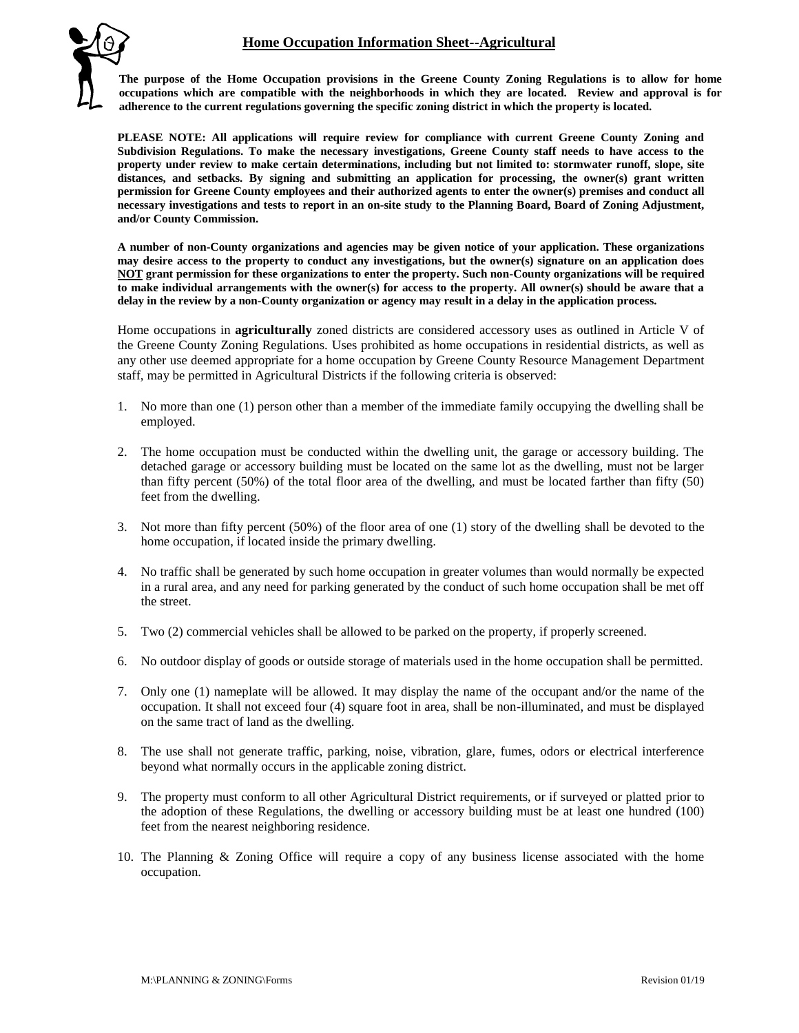## Home Occupation Information Sheet--Agricultural

**The purpose of the Home Occupation provisions in the Greene County Zoning Regulations is to allow for home occupations which are compatible with the neighborhoods in which they are located. Review and approval is for adherence to the current regulations governing the specific zoning district in which the property is located.**

**PLEASE NOTE: All applications will require review for compliance with current Greene County Zoning and Subdivision Regulations. To make the necessary investigations, Greene County staff needs to have access to the property under review to make certain determinations, including but not limited to: stormwater runoff, slope, site distances, and setbacks. By signing and submitting an application for processing, the owner(s) grant written permission for Greene County employees and their authorized agents to enter the owner(s) premises and conduct all necessary investigations and tests to report in an on-site study to the Planning Board, Board of Zoning Adjustment, and/or County Commission.**

**A number of non-County organizations and agencies may be given notice of your application. These organizations may desire access to the property to conduct any investigations, but the owner(s) signature on an application does <u>NOT</u> grant permission for these organizations to enter the property. Such non-County organizations will be required to make individual arrangements with the owner(s) for access to the property. All owner(s) should be aware that a delay in the review by a non-County organization or agency may result in a delay in the application process.**

Home occupations in **agriculturally** zoned districts are considered accessory uses as outlined in Article V of the Greene County Zoning Regulations. Uses prohibited as home occupations in residential districts, as well as any other use deemed appropriate for a home occupation by Greene County Resource Management Department staff, may be permitted in Agricultural Districts if the following criteria is observed:

1. No more than one (1) person other than a member of the immediate family occupying the dwelling shall be employed.
2. The home occupation must be conducted within the dwelling unit, the garage or accessory building. The detached garage or accessory building must be located on the same lot as the dwelling, must not be larger than fifty percent (50%) of the total floor area of the dwelling, and must be located farther than fifty (50) feet from the dwelling.
3. Not more than fifty percent (50%) of the floor area of one (1) story of the dwelling shall be devoted to the home occupation, if located inside the primary dwelling.
4. No traffic shall be generated by such home occupation in greater volumes than would normally be expected in a rural area, and any need for parking generated by the conduct of such home occupation shall be met off the street.
5. Two (2) commercial vehicles shall be allowed to be parked on the property, if properly screened.
6. No outdoor display of goods or outside storage of materials used in the home occupation shall be permitted.
7. Only one (1) nameplate will be allowed. It may display the name of the occupant and/or the name of the occupation. It shall not exceed four (4) square foot in area, shall be non-illuminated, and must be displayed on the same tract of land as the dwelling.
8. The use shall not generate traffic, parking, noise, vibration, glare, fumes, odors or electrical interference beyond what normally occurs in the applicable zoning district.
9. The property must conform to all other Agricultural District requirements, or if surveyed or platted prior to the adoption of these Regulations, the dwelling or accessory building must be at least one hundred (100) feet from the nearest neighboring residence.
10. The Planning & Zoning Office will require a copy of any business license associated with the home occupation.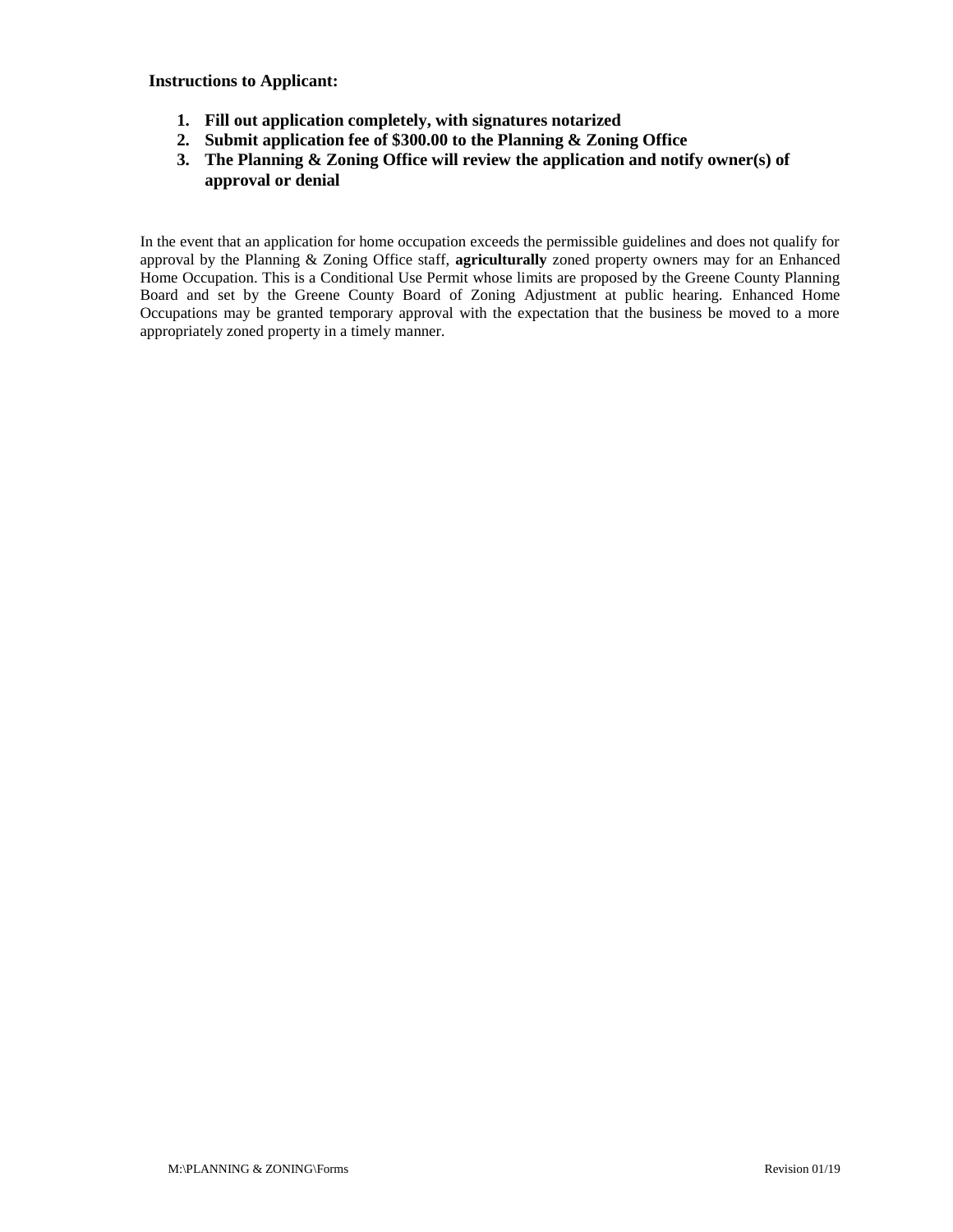**Instructions to Applicant:**

1. **Fill out application completely, with signatures notarized**
2. **Submit application fee of $300.00 to the Planning & Zoning Office**
3. **The Planning & Zoning Office will review the application and notify owner(s) of approval or denial**

In the event that an application for home occupation exceeds the permissible guidelines and does not qualify for approval by the Planning & Zoning Office staff, **agriculturally** zoned property owners may for an Enhanced Home Occupation. This is a Conditional Use Permit whose limits are proposed by the Greene County Planning Board and set by the Greene County Board of Zoning Adjustment at public hearing. Enhanced Home Occupations may be granted temporary approval with the expectation that the business be moved to a more appropriately zoned property in a timely manner.